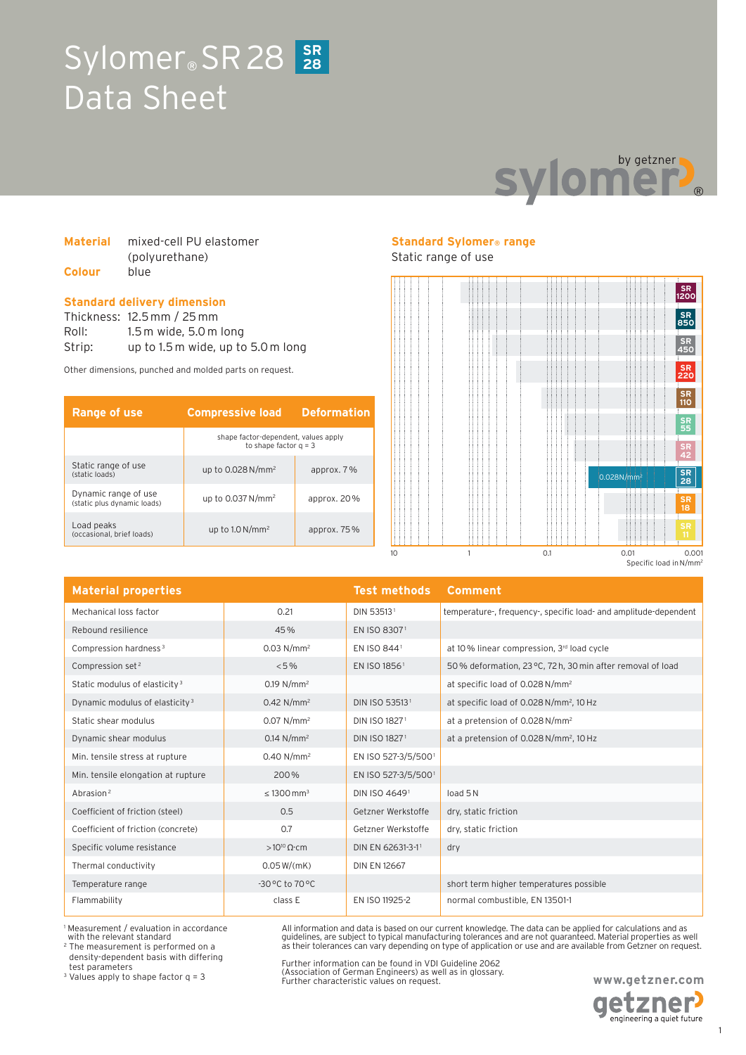# Sylomer® SR 28 Data Sheet

**Material** mixed-cell PU elastomer (polyurethane)

**Colour** blue

## Standard delivery dimension

Thickness: 12.5 mm / 25 mm
Roll: 1.5 m wide, 5.0 m long
Strip: up to 1.5 m wide, up to 5.0 m long

Other dimensions, punched and molded parts on request.

| Range of use | Compressive load | Deformation |
|---|---|---|
| | shape factor-dependent, values apply to shape factor q = 3 | |
| Static range of use (static loads) | up to 0.028 N/mm² | approx. 7 % |
| Dynamic range of use (static plus dynamic loads) | up to 0.037 N/mm² | approx. 20 % |
| Load peaks (occasional, brief loads) | up to 1.0 N/mm² | approx. 75 % |

## Standard Sylomer® range

Static range of use

SR 1200, SR 850, SR 450, SR 220, SR 110, SR 55, SR 42, SR 28 (0.028 N/mm²), SR 18, SR 11

10 — 1 — 0.1 — 0.01 — 0.001 Specific load in N/mm²

| Material properties | | Test methods | Comment |
|---|---|---|---|
| Mechanical loss factor | 0.21 | DIN 53513[1] | temperature-, frequency-, specific load- and amplitude-dependent |
| Rebound resilience | 45 % | EN ISO 8307[1] | |
| Compression hardness[3] | 0.03 N/mm² | EN ISO 844[1] | at 10 % linear compression, 3rd load cycle |
| Compression set[2] | < 5 % | EN ISO 1856[1] | 50 % deformation, 23 °C, 72 h, 30 min after removal of load |
| Static modulus of elasticity[3] | 0.19 N/mm² | | at specific load of 0.028 N/mm² |
| Dynamic modulus of elasticity[3] | 0.42 N/mm² | DIN ISO 53513[1] | at specific load of 0.028 N/mm², 10 Hz |
| Static shear modulus | 0.07 N/mm² | DIN ISO 1827[1] | at a pretension of 0.028 N/mm² |
| Dynamic shear modulus | 0.14 N/mm² | DIN ISO 1827[1] | at a pretension of 0.028 N/mm², 10 Hz |
| Min. tensile stress at rupture | 0.40 N/mm² | EN ISO 527-3/5/500[1] | |
| Min. tensile elongation at rupture | 200 % | EN ISO 527-3/5/500[1] | |
| Abrasion[2] | ≤ 1300 mm³ | DIN ISO 4649[1] | load 5 N |
| Coefficient of friction (steel) | 0.5 | Getzner Werkstoffe | dry, static friction |
| Coefficient of friction (concrete) | 0.7 | Getzner Werkstoffe | dry, static friction |
| Specific volume resistance | > $10^{10}$ Ω·cm | DIN EN 62631-3-1[1] | dry |
| Thermal conductivity | 0.05 W/(mK) | DIN EN 12667 | |
| Temperature range | -30 °C to 70 °C | | short term higher temperatures possible |
| Flammability | class E | EN ISO 11925-2 | normal combustible, EN 13501-1 |

[1] Measurement / evaluation in accordance with the relevant standard
[2] The measurement is performed on a density-dependent basis with differing test parameters
[3] Values apply to shape factor q = 3

All information and data is based on our current knowledge. The data can be applied for calculations and as guidelines, are subject to typical manufacturing tolerances and are not guaranteed. Material properties as well as their tolerances can vary depending on type of application or use and are available from Getzner on request.

Further information can be found in VDI Guideline 2062 (Association of German Engineers) as well as in glossary. Further characteristic values on request.

www.getzner.com

getzner engineering a quiet future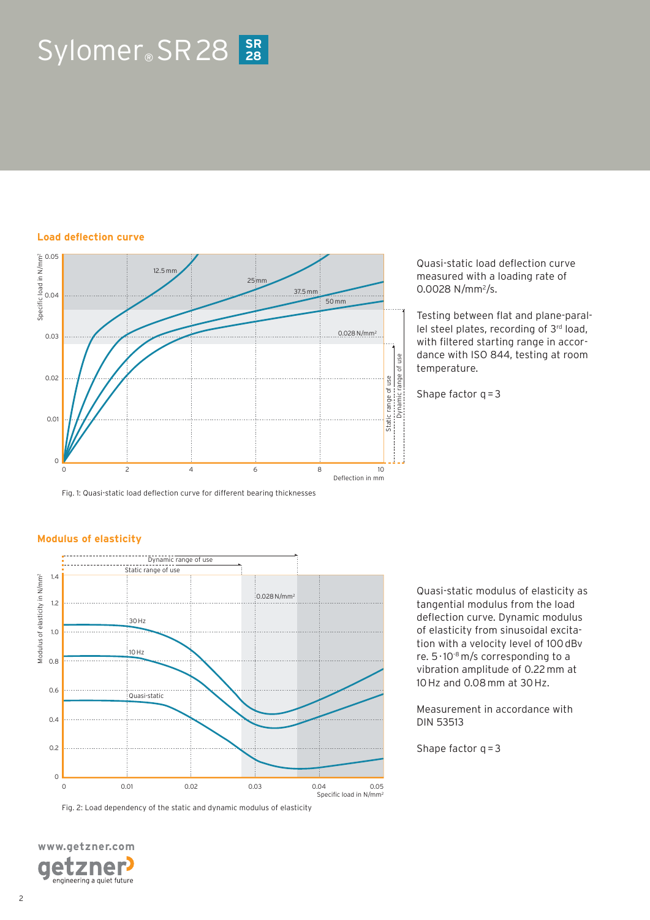# Sylomer® SR 28

## Load deflection curve

Fig. 1: Quasi-static load deflection curve for different bearing thicknesses

Quasi-static load deflection curve measured with a loading rate of 0.0028 N/mm²/s.

Testing between flat and plane-parallel steel plates, recording of 3rd load, with filtered starting range in accordance with ISO 844, testing at room temperature.

Shape factor q = 3

## Modulus of elasticity

Fig. 2: Load dependency of the static and dynamic modulus of elasticity

Quasi-static modulus of elasticity as tangential modulus from the load deflection curve. Dynamic modulus of elasticity from sinusoidal excitation with a velocity level of 100 dBv re. $5 \cdot 10^{-8}$ m/s corresponding to a vibration amplitude of 0.22 mm at 10 Hz and 0.08 mm at 30 Hz.

Measurement in accordance with DIN 53513

Shape factor q = 3

www.getzner.com

getzner engineering a quiet future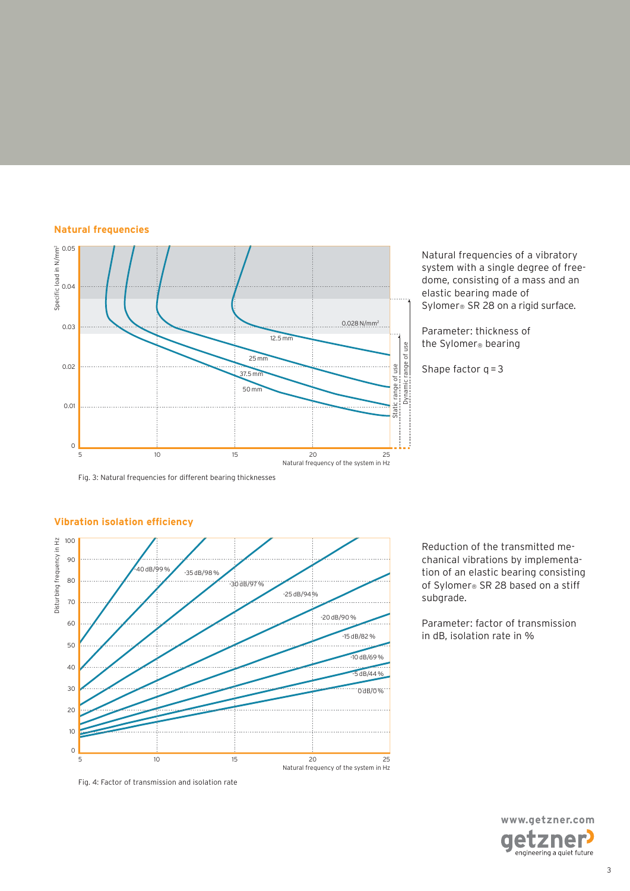## Natural frequencies

Fig. 3: Natural frequencies for different bearing thicknesses

Natural frequencies of a vibratory system with a single degree of freedome, consisting of a mass and an elastic bearing made of Sylomer® SR 28 on a rigid surface.

Parameter: thickness of the Sylomer® bearing

Shape factor q = 3

## Vibration isolation efficiency

Fig. 4: Factor of transmission and isolation rate

Reduction of the transmitted mechanical vibrations by implementation of an elastic bearing consisting of Sylomer® SR 28 based on a stiff subgrade.

Parameter: factor of transmission in dB, isolation rate in %

www.getzner.com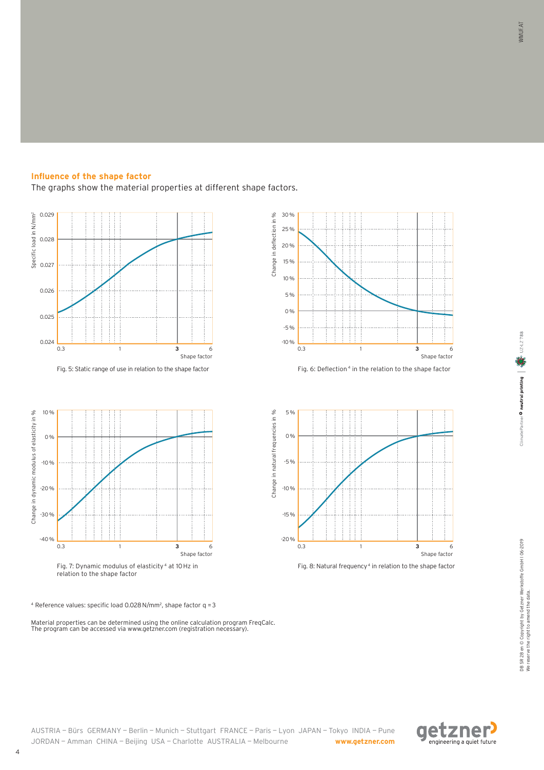## Influence of the shape factor

The graphs show the material properties at different shape factors.

Specific load in N/mm²
0.029
0.028
0.027
0.026
0.025
0.024
0.3 1 3 6
Shape factor

Fig. 5: Static range of use in relation to the shape factor

Change in deflection in %
30 %
25 %
20 %
15 %
10 %
5 %
0 %
-5 %
-10 %
0.3 1 3 6
Shape factor

Fig. 6: Deflection[4] in the relation to the shape factor

Change in dynamic modulus of elasticity in %
10 %
0 %
-10 %
-20 %
-30 %
-40 %
0.3 1 3 6
Shape factor

Fig. 7: Dynamic modulus of elasticity[4] at 10 Hz in relation to the shape factor

Change in natural frequencies in %
5 %
0 %
-5 %
-10 %
-15 %
-20 %
0.3 1 3 6
Shape factor

Fig. 8: Natural frequency[4] in relation to the shape factor

[4] Reference values: specific load 0.028 N/mm², shape factor q = 3

Material properties can be determined using the online calculation program FreqCalc.
The program can be accessed via www.getzner.com (registration necessary).

DB SR 28 en © Copyright by Getzner Werkstoffe GmbH I 06-2019
We reserve the right to amend the data.

AUSTRIA – Bürs GERMANY – Berlin – Munich – Stuttgart FRANCE – Paris – Lyon JAPAN – Tokyo INDIA – Pune
JORDAN – Amman CHINA – Beijing USA – Charlotte AUSTRALIA – Melbourne **www.getzner.com**

getzner engineering a quiet future